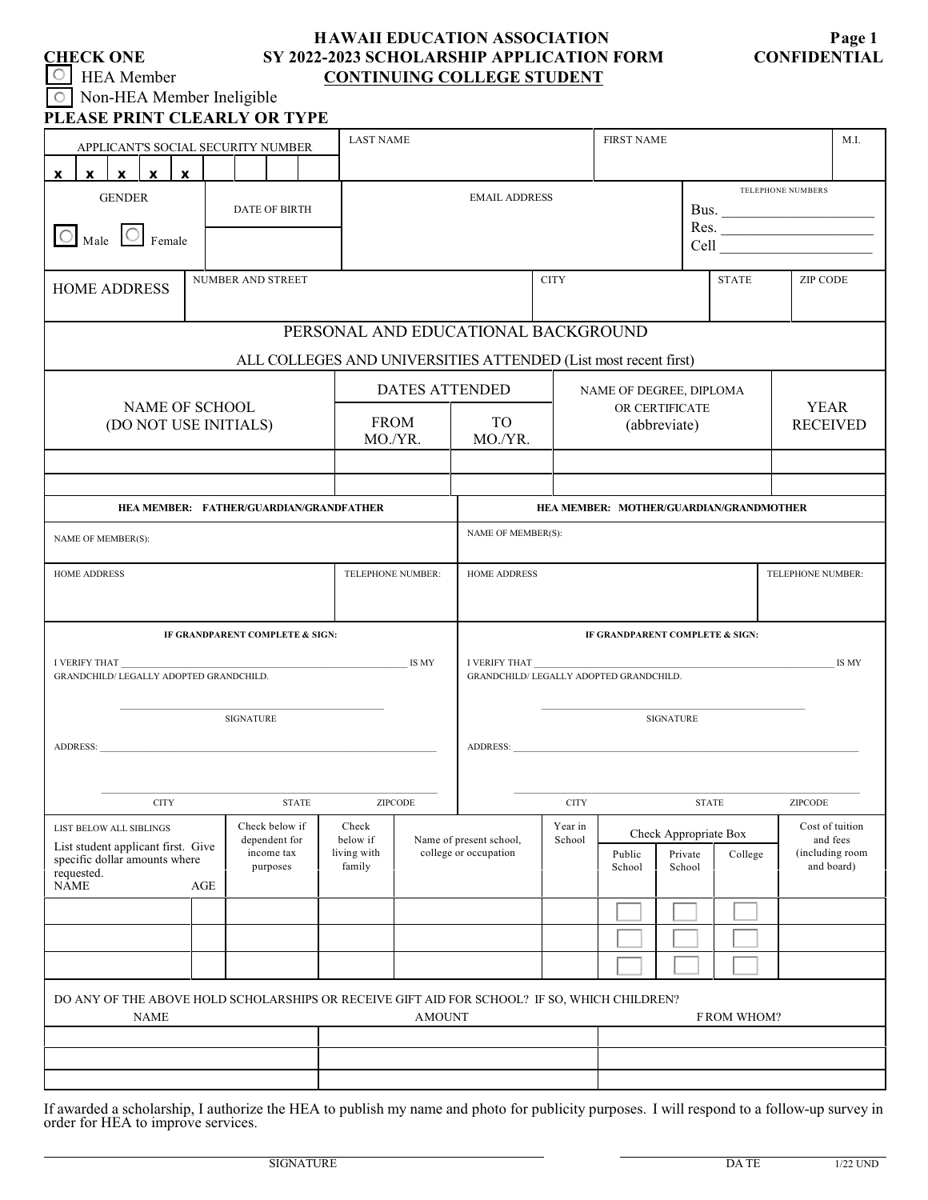**CHECK ONE**

☐ HEA Member

☐ Non-HEA Member Ineligible

# HAWAII EDUCATION ASSOCIATION
## SY 2022-2023 SCHOLARSHIP APPLICATION FORM
## CONTINUING COLLEGE STUDENT

**CONFIDENTIAL**

**PLEASE PRINT CLEARLY OR TYPE**

| APPLICANT'S SOCIAL SECURITY NUMBER | LAST NAME | FIRST NAME | M.I. |
|---|---|---|---|
| x x x x x | | | |

| GENDER | DATE OF BIRTH | EMAIL ADDRESS | TELEPHONE NUMBERS |
|---|---|---|---|
| ☐ Male ☐ Female | | | Bus. ______ Res. ______ Cell ______ |

| HOME ADDRESS | NUMBER AND STREET | CITY | STATE | ZIP CODE |
|---|---|---|---|---|
| | | | | |

### PERSONAL AND EDUCATIONAL BACKGROUND

ALL COLLEGES AND UNIVERSITIES ATTENDED (List most recent first)

| NAME OF SCHOOL (DO NOT USE INITIALS) | DATES ATTENDED FROM MO./YR. | DATES ATTENDED TO MO./YR. | NAME OF DEGREE, DIPLOMA OR CERTIFICATE (abbreviate) | YEAR RECEIVED |
|---|---|---|---|---|
| | | | | |
| | | | | |

| HEA MEMBER: FATHER/GUARDIAN/GRANDFATHER | | HEA MEMBER: MOTHER/GUARDIAN/GRANDMOTHER | |
|---|---|---|---|
| NAME OF MEMBER(S): | | NAME OF MEMBER(S): | |
| HOME ADDRESS | TELEPHONE NUMBER: | HOME ADDRESS | TELEPHONE NUMBER: |

**IF GRANDPARENT COMPLETE & SIGN:**

I VERIFY THAT ______________________ IS MY GRANDCHILD/ LEGALLY ADOPTED GRANDCHILD.

______________________
SIGNATURE

ADDRESS: ______________________

______________________
CITY STATE ZIPCODE

**IF GRANDPARENT COMPLETE & SIGN:**

I VERIFY THAT ______________________ IS MY GRANDCHILD/ LEGALLY ADOPTED GRANDCHILD.

______________________
SIGNATURE

ADDRESS: ______________________

______________________
CITY STATE ZIPCODE

| LIST BELOW ALL SIBLINGS. List student applicant first. Give specific dollar amounts where requested. NAME | AGE | Check below if dependent for income tax purposes | Check below if living with family | Name of present school, college or occupation | Year in School | Public School | Private School | College | Cost of tuition and fees (including room and board) |
|---|---|---|---|---|---|---|---|---|---|
| | | | | | | ☐ | ☐ | ☐ | |
| | | | | | | ☐ | ☐ | ☐ | |
| | | | | | | ☐ | ☐ | ☐ | |

DO ANY OF THE ABOVE HOLD SCHOLARSHIPS OR RECEIVE GIFT AID FOR SCHOOL? IF SO, WHICH CHILDREN?

| NAME | AMOUNT | FROM WHOM? |
|---|---|---|
| | | |
| | | |
| | | |

If awarded a scholarship, I authorize the HEA to publish my name and photo for publicity purposes. I will respond to a follow-up survey in order for HEA to improve services.

______________________ SIGNATURE

______________________ DATE

1/22 UND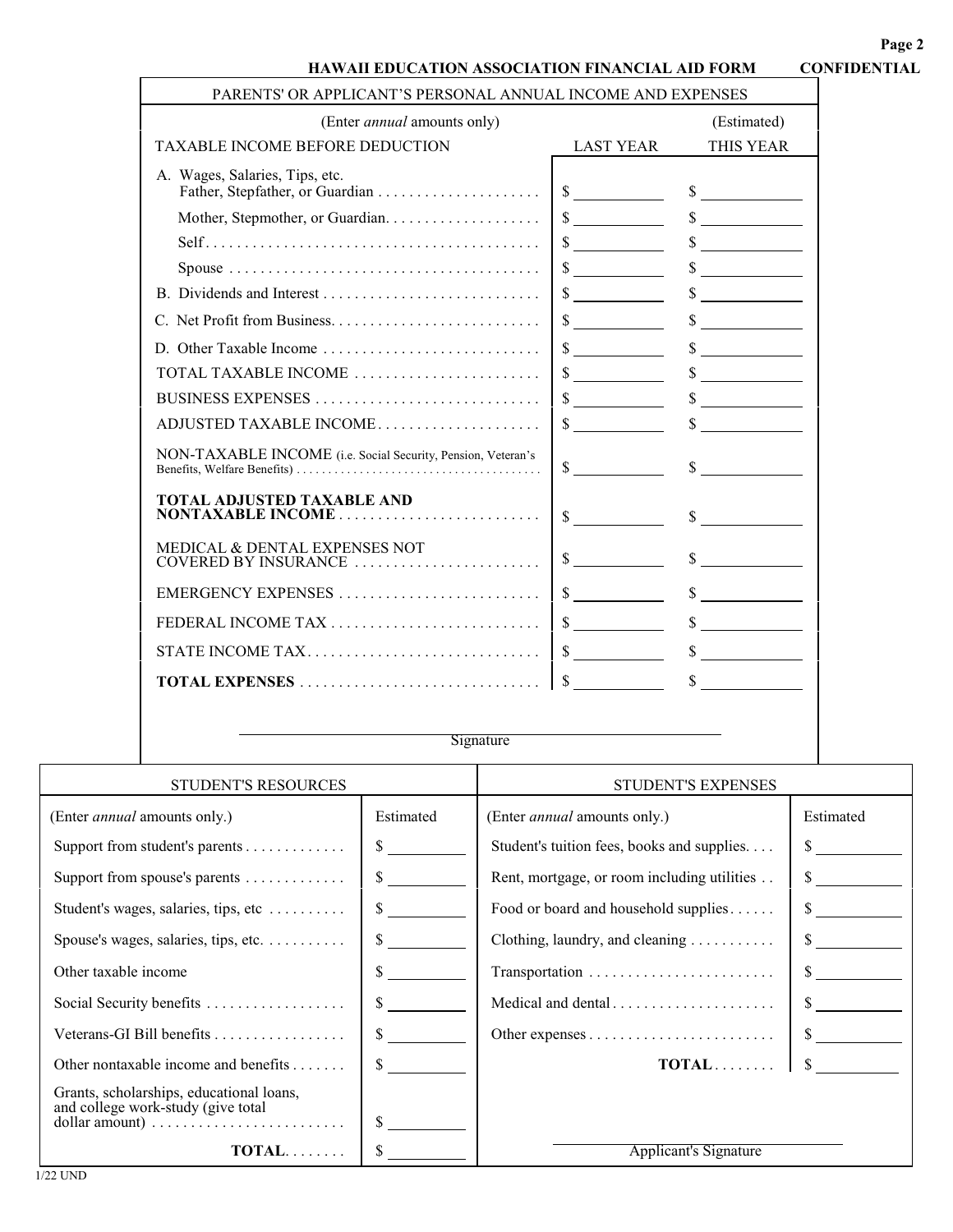**HAWAII EDUCATION ASSOCIATION FINANCIAL AID FORM** **CONFIDENTIAL**

| PARENTS' OR APPLICANT'S PERSONAL ANNUAL INCOME AND EXPENSES | | |
|---|---|---|
| (Enter *annual* amounts only) | | (Estimated) |
| TAXABLE INCOME BEFORE DEDUCTION | LAST YEAR | THIS YEAR |
| A. Wages, Salaries, Tips, etc. Father, Stepfather, or Guardian | $ | $ |
| Mother, Stepmother, or Guardian | $ | $ |
| Self | $ | $ |
| Spouse | $ | $ |
| B. Dividends and Interest | $ | $ |
| C. Net Profit from Business | $ | $ |
| D. Other Taxable Income | $ | $ |
| TOTAL TAXABLE INCOME | $ | $ |
| BUSINESS EXPENSES | $ | $ |
| ADJUSTED TAXABLE INCOME | $ | $ |
| NON-TAXABLE INCOME (i.e. Social Security, Pension, Veteran's Benefits, Welfare Benefits) | $ | $ |
| **TOTAL ADJUSTED TAXABLE AND NONTAXABLE INCOME** | $ | $ |
| MEDICAL & DENTAL EXPENSES NOT COVERED BY INSURANCE | $ | $ |
| EMERGENCY EXPENSES | $ | $ |
| FEDERAL INCOME TAX | $ | $ |
| STATE INCOME TAX | $ | $ |
| **TOTAL EXPENSES** | $ | $ |

Signature

| STUDENT'S RESOURCES | | STUDENT'S EXPENSES | |
|---|---|---|---|
| (Enter *annual* amounts only.) | Estimated | (Enter *annual* amounts only.) | Estimated |
| Support from student's parents | $ | Student's tuition fees, books and supplies | $ |
| Support from spouse's parents | $ | Rent, mortgage, or room including utilities | $ |
| Student's wages, salaries, tips, etc | $ | Food or board and household supplies | $ |
| Spouse's wages, salaries, tips, etc. | $ | Clothing, laundry, and cleaning | $ |
| Other taxable income | $ | Transportation | $ |
| Social Security benefits | $ | Medical and dental | $ |
| Veterans-GI Bill benefits | $ | Other expenses | $ |
| Other nontaxable income and benefits | $ | **TOTAL** | $ |
| Grants, scholarships, educational loans, and college work-study (give total dollar amount) | $ | | |
| **TOTAL** | $ | Applicant's Signature | |

1/22 UND